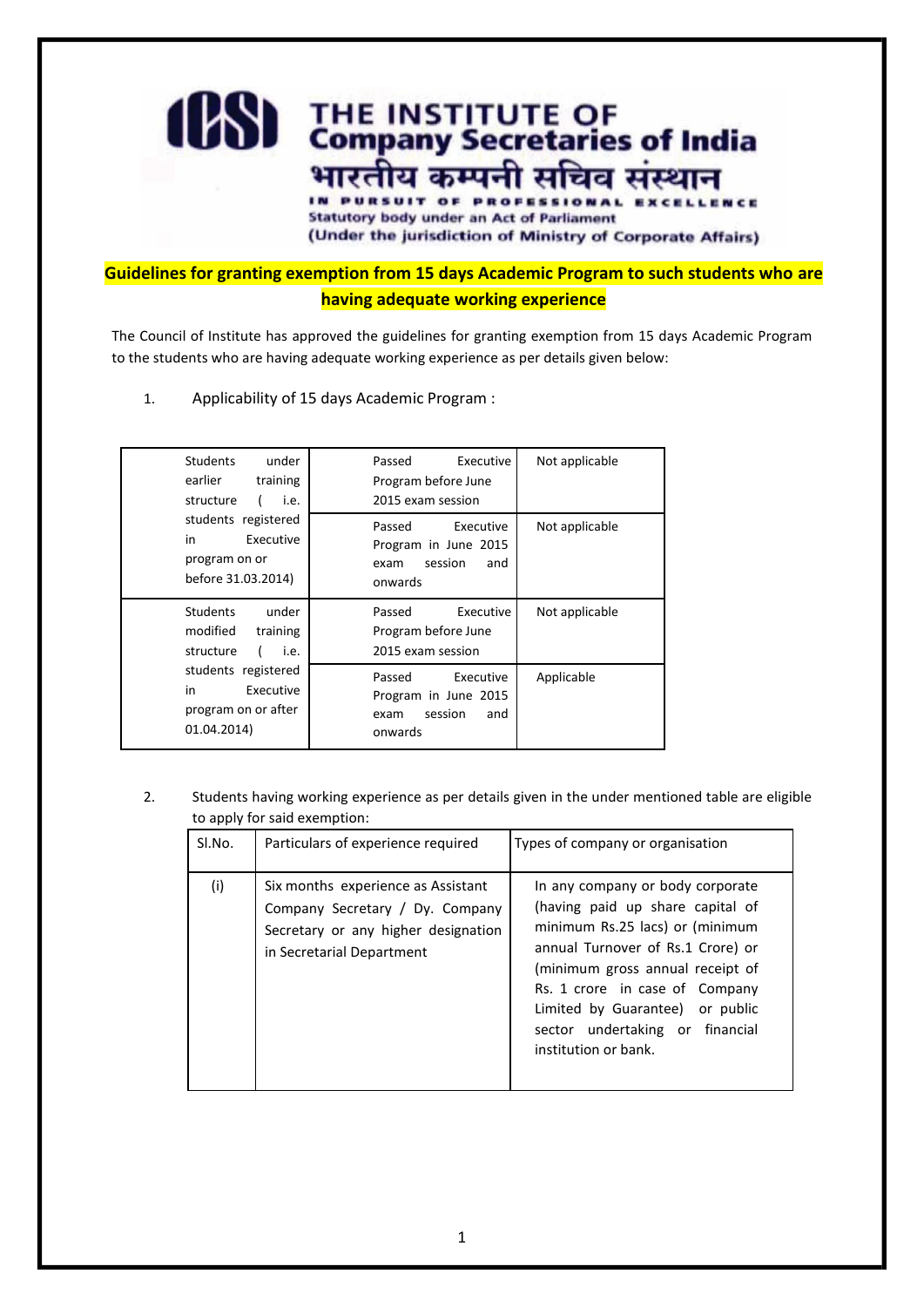THE INSTITUTE OF
Company Secretaries of India
भारतीय कम्पनी सचिव संस्थान
IN PURSUIT OF PROFESSIONAL EXCELLENCE
Statutory body under an Act of Parliament
(Under the jurisdiction of Ministry of Corporate Affairs)

## Guidelines for granting exemption from 15 days Academic Program to such students who are having adequate working experience

The Council of Institute has approved the guidelines for granting exemption from 15 days Academic Program to the students who are having adequate working experience as per details given below:

1. Applicability of 15 days Academic Program :

| | | |
|---|---|---|
| Students under earlier training structure ( i.e. students registered in Executive program on or before 31.03.2014) | Passed Executive Program before June 2015 exam session | Not applicable |
| | Passed Executive Program in June 2015 exam session and onwards | Not applicable |
| Students under modified training structure ( i.e. students registered in Executive program on or after 01.04.2014) | Passed Executive Program before June 2015 exam session | Not applicable |
| | Passed Executive Program in June 2015 exam session and onwards | Applicable |

2. Students having working experience as per details given in the under mentioned table are eligible to apply for said exemption:

| Sl.No. | Particulars of experience required | Types of company or organisation |
|---|---|---|
| (i) | Six months experience as Assistant Company Secretary / Dy. Company Secretary or any higher designation in Secretarial Department | In any company or body corporate (having paid up share capital of minimum Rs.25 lacs) or (minimum annual Turnover of Rs.1 Crore) or (minimum gross annual receipt of Rs. 1 crore in case of Company Limited by Guarantee) or public sector undertaking or financial institution or bank. |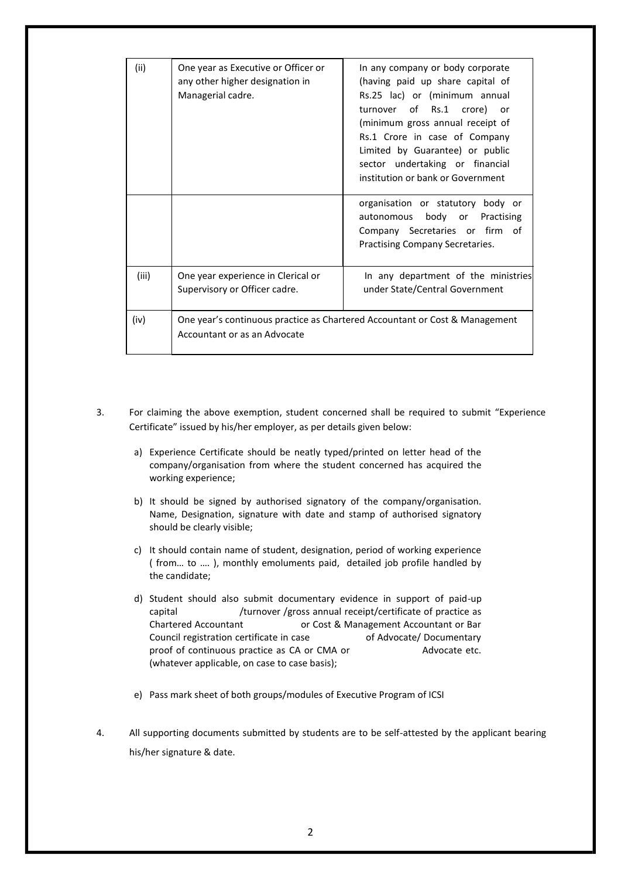| | | |
|---|---|---|
| (ii) | One year as Executive or Officer or any other higher designation in Managerial cadre. | In any company or body corporate (having paid up share capital of Rs.25 lac) or (minimum annual turnover of Rs.1 crore) or (minimum gross annual receipt of Rs.1 Crore in case of Company Limited by Guarantee) or public sector undertaking or financial institution or bank or Government organisation or statutory body or autonomous body or Practising Company Secretaries or firm of Practising Company Secretaries. |
| (iii) | One year experience in Clerical or Supervisory or Officer cadre. | In any department of the ministries under State/Central Government |
| (iv) | One year's continuous practice as Chartered Accountant or Cost & Management Accountant or as an Advocate | |

3. For claiming the above exemption, student concerned shall be required to submit "Experience Certificate" issued by his/her employer, as per details given below:

   a) Experience Certificate should be neatly typed/printed on letter head of the company/organisation from where the student concerned has acquired the working experience;

   b) It should be signed by authorised signatory of the company/organisation. Name, Designation, signature with date and stamp of authorised signatory should be clearly visible;

   c) It should contain name of student, designation, period of working experience ( from… to …. ), monthly emoluments paid, detailed job profile handled by the candidate;

   d) Student should also submit documentary evidence in support of paid-up capital /turnover /gross annual receipt/certificate of practice as Chartered Accountant or Cost & Management Accountant or Bar Council registration certificate in case of Advocate/ Documentary proof of continuous practice as CA or CMA or Advocate etc. (whatever applicable, on case to case basis);

   e) Pass mark sheet of both groups/modules of Executive Program of ICSI

4. All supporting documents submitted by students are to be self-attested by the applicant bearing his/her signature & date.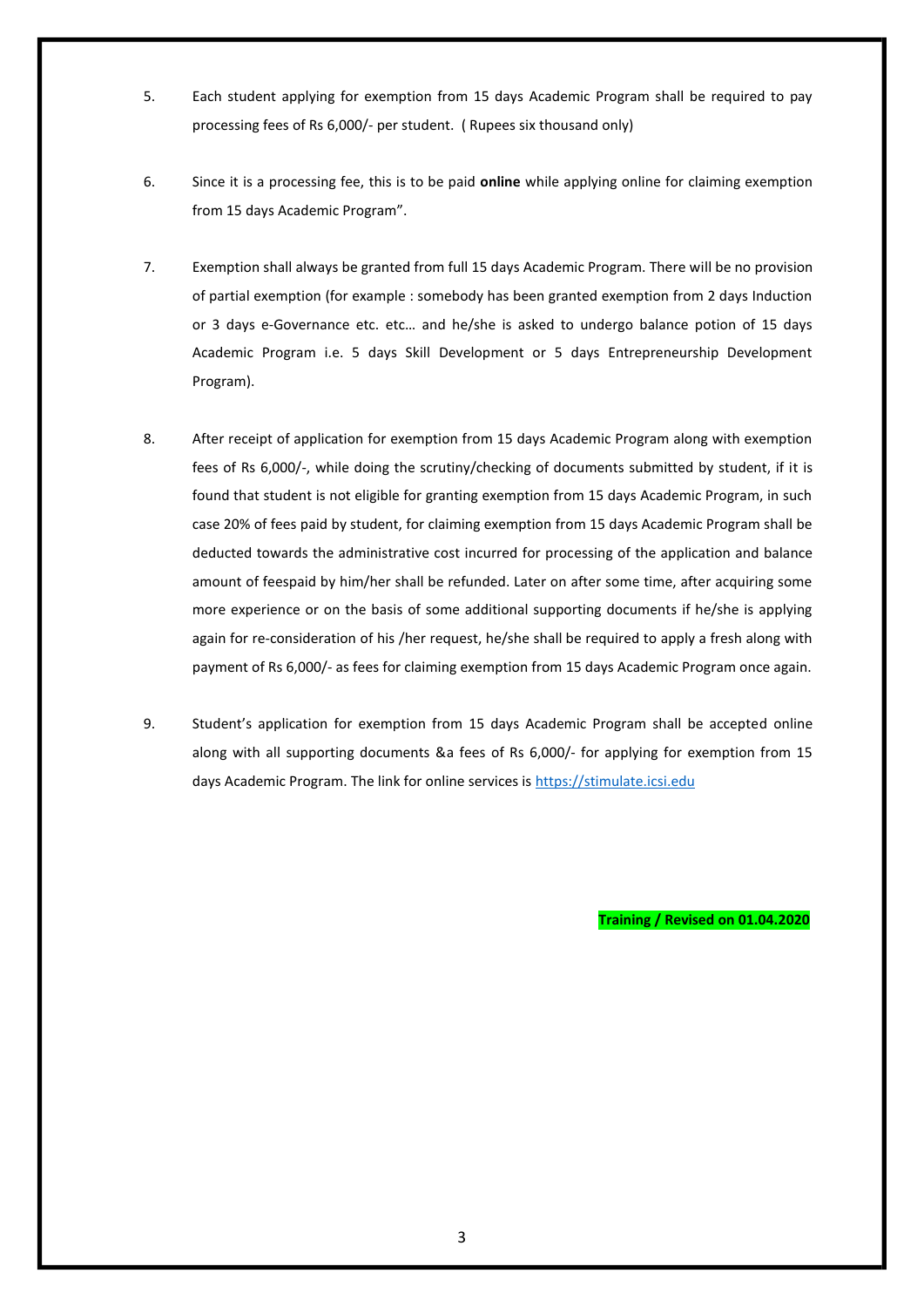5. Each student applying for exemption from 15 days Academic Program shall be required to pay processing fees of Rs 6,000/- per student. ( Rupees six thousand only)

6. Since it is a processing fee, this is to be paid **online** while applying online for claiming exemption from 15 days Academic Program".

7. Exemption shall always be granted from full 15 days Academic Program. There will be no provision of partial exemption (for example : somebody has been granted exemption from 2 days Induction or 3 days e-Governance etc. etc… and he/she is asked to undergo balance potion of 15 days Academic Program i.e. 5 days Skill Development or 5 days Entrepreneurship Development Program).

8. After receipt of application for exemption from 15 days Academic Program along with exemption fees of Rs 6,000/-, while doing the scrutiny/checking of documents submitted by student, if it is found that student is not eligible for granting exemption from 15 days Academic Program, in such case 20% of fees paid by student, for claiming exemption from 15 days Academic Program shall be deducted towards the administrative cost incurred for processing of the application and balance amount of feespaid by him/her shall be refunded. Later on after some time, after acquiring some more experience or on the basis of some additional supporting documents if he/she is applying again for re-consideration of his /her request, he/she shall be required to apply a fresh along with payment of Rs 6,000/- as fees for claiming exemption from 15 days Academic Program once again.

9. Student's application for exemption from 15 days Academic Program shall be accepted online along with all supporting documents &a fees of Rs 6,000/- for applying for exemption from 15 days Academic Program. The link for online services is https://stimulate.icsi.edu

**Training / Revised on 01.04.2020**